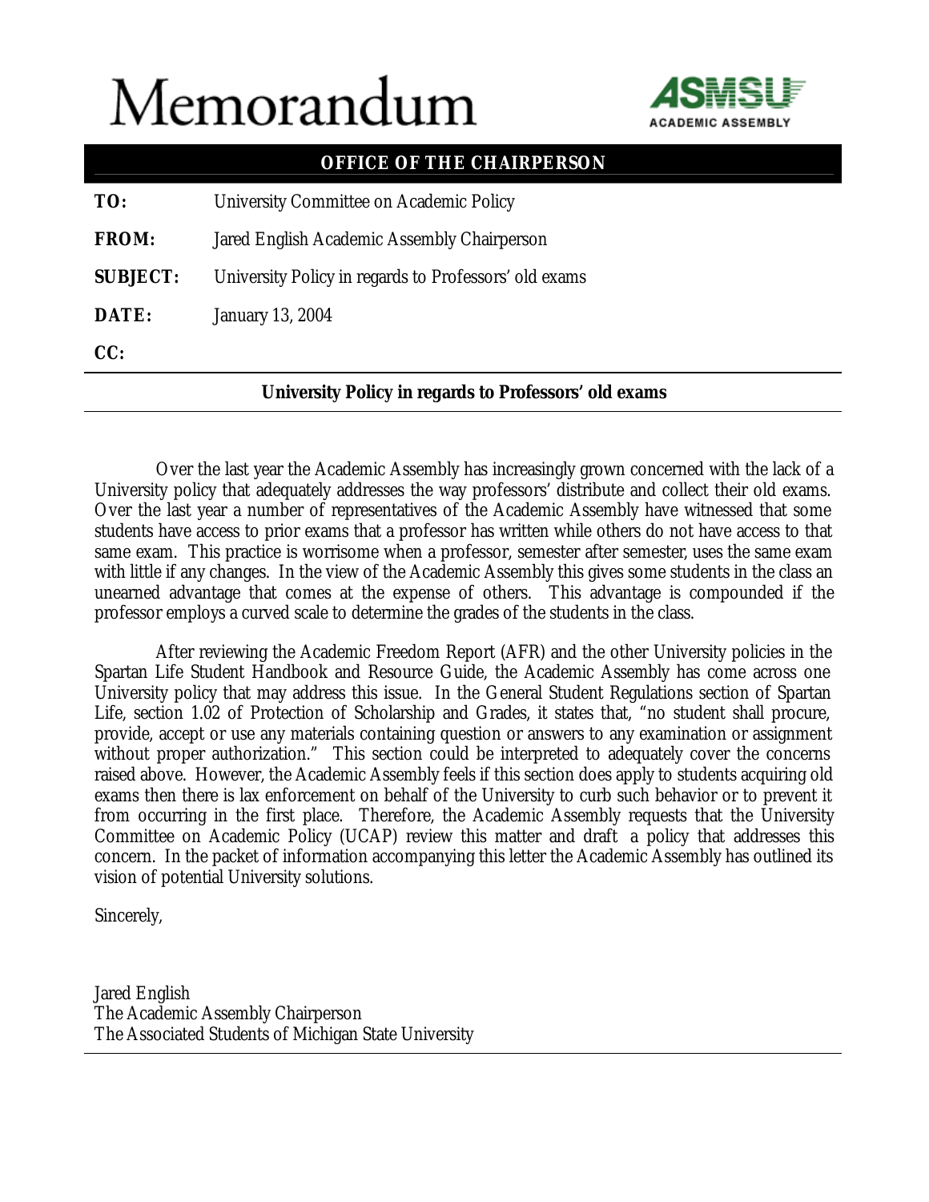# Memorandum

ASMSU ACADEMIC ASSEMBLY

**OFFICE OF THE CHAIRPERSON**

**TO:** University Committee on Academic Policy

**FROM:** Jared English Academic Assembly Chairperson

**SUBJECT:** University Policy in regards to Professors' old exams

**DATE:** January 13, 2004

**CC:**

**University Policy in regards to Professors' old exams**

Over the last year the Academic Assembly has increasingly grown concerned with the lack of a University policy that adequately addresses the way professors' distribute and collect their old exams. Over the last year a number of representatives of the Academic Assembly have witnessed that some students have access to prior exams that a professor has written while others do not have access to that same exam. This practice is worrisome when a professor, semester after semester, uses the same exam with little if any changes. In the view of the Academic Assembly this gives some students in the class an unearned advantage that comes at the expense of others. This advantage is compounded if the professor employs a curved scale to determine the grades of the students in the class.

After reviewing the Academic Freedom Report (AFR) and the other University policies in the Spartan Life Student Handbook and Resource Guide, the Academic Assembly has come across one University policy that may address this issue. In the General Student Regulations section of Spartan Life, section 1.02 of Protection of Scholarship and Grades, it states that, "no student shall procure, provide, accept or use any materials containing question or answers to any examination or assignment without proper authorization." This section could be interpreted to adequately cover the concerns raised above. However, the Academic Assembly feels if this section does apply to students acquiring old exams then there is lax enforcement on behalf of the University to curb such behavior or to prevent it from occurring in the first place. Therefore, the Academic Assembly requests that the University Committee on Academic Policy (UCAP) review this matter and draft a policy that addresses this concern. In the packet of information accompanying this letter the Academic Assembly has outlined its vision of potential University solutions.

Sincerely,

Jared English
The Academic Assembly Chairperson
The Associated Students of Michigan State University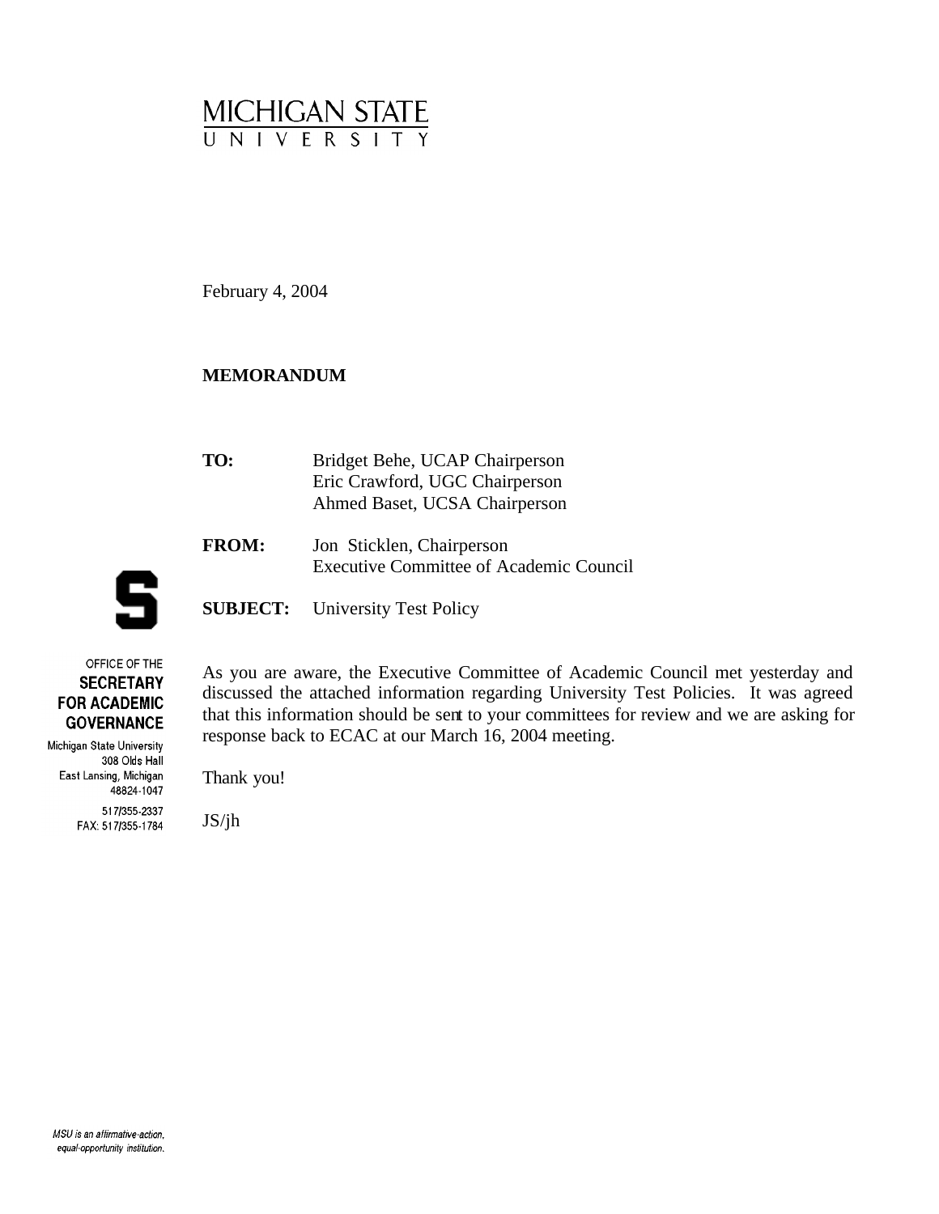MICHIGAN STATE UNIVERSITY

February 4, 2004

**MEMORANDUM**

**TO:** Bridget Behe, UCAP Chairperson
Eric Crawford, UGC Chairperson
Ahmed Baset, UCSA Chairperson

**FROM:** Jon Sticklen, Chairperson
Executive Committee of Academic Council

**SUBJECT:** University Test Policy

OFFICE OF THE
**SECRETARY FOR ACADEMIC GOVERNANCE**

Michigan State University
308 Olds Hall
East Lansing, Michigan
48824-1047

517/355-2337
FAX: 517/355-1784

As you are aware, the Executive Committee of Academic Council met yesterday and discussed the attached information regarding University Test Policies. It was agreed that this information should be sent to your committees for review and we are asking for response back to ECAC at our March 16, 2004 meeting.

Thank you!

JS/jh

*MSU is an affirmative-action, equal-opportunity institution.*